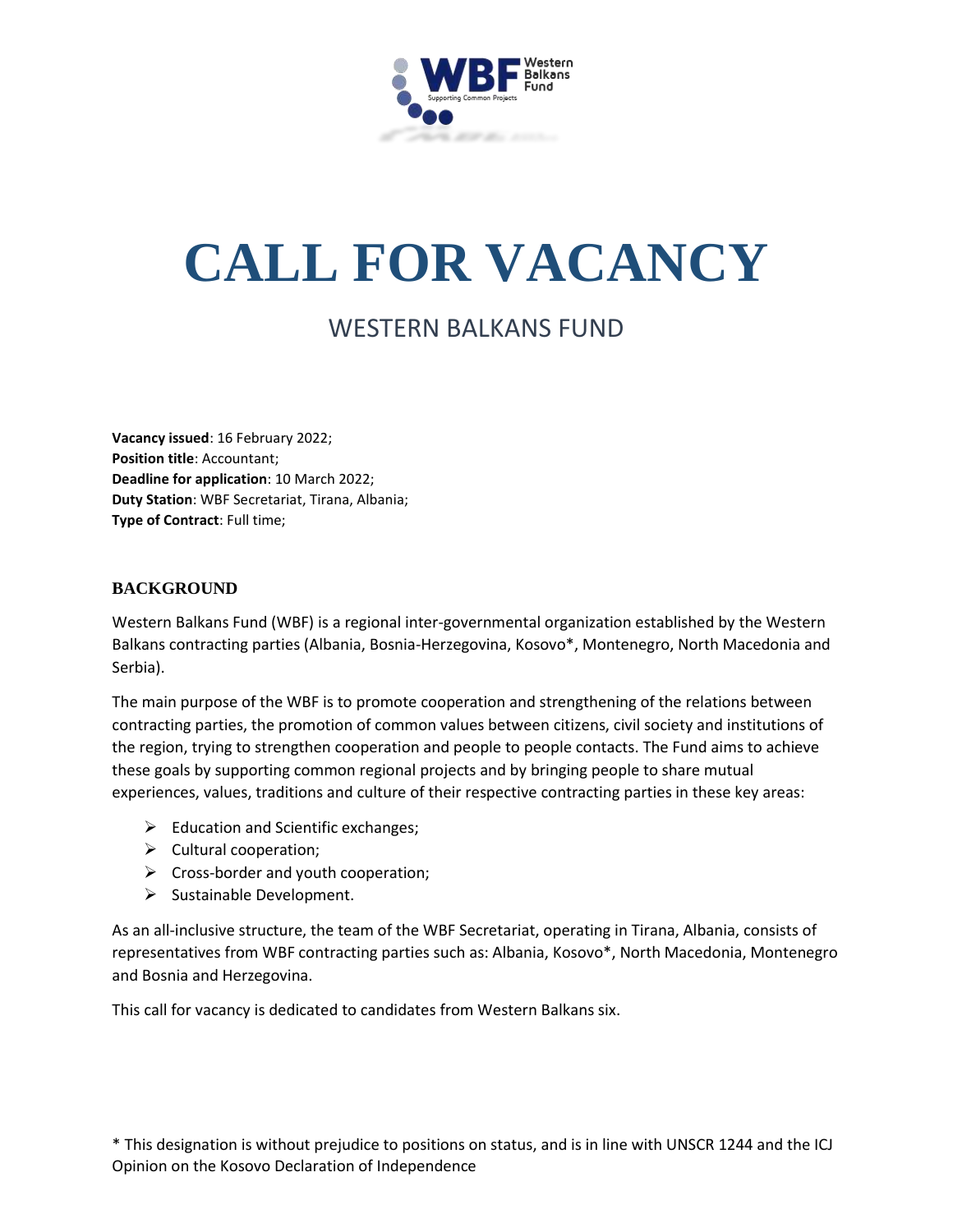# CALL FOR VACANCY

## WESTERN BALKANS FUND

**Vacancy issued**: 16 February 2022;
**Position title**: Accountant;
**Deadline for application**: 10 March 2022;
**Duty Station**: WBF Secretariat, Tirana, Albania;
**Type of Contract**: Full time;

### BACKGROUND

Western Balkans Fund (WBF) is a regional inter-governmental organization established by the Western Balkans contracting parties (Albania, Bosnia-Herzegovina, Kosovo*, Montenegro, North Macedonia and Serbia).

The main purpose of the WBF is to promote cooperation and strengthening of the relations between contracting parties, the promotion of common values between citizens, civil society and institutions of the region, trying to strengthen cooperation and people to people contacts. The Fund aims to achieve these goals by supporting common regional projects and by bringing people to share mutual experiences, values, traditions and culture of their respective contracting parties in these key areas:

- Education and Scientific exchanges;
- Cultural cooperation;
- Cross-border and youth cooperation;
- Sustainable Development.

As an all-inclusive structure, the team of the WBF Secretariat, operating in Tirana, Albania, consists of representatives from WBF contracting parties such as: Albania, Kosovo*, North Macedonia, Montenegro and Bosnia and Herzegovina.

This call for vacancy is dedicated to candidates from Western Balkans six.

* This designation is without prejudice to positions on status, and is in line with UNSCR 1244 and the ICJ Opinion on the Kosovo Declaration of Independence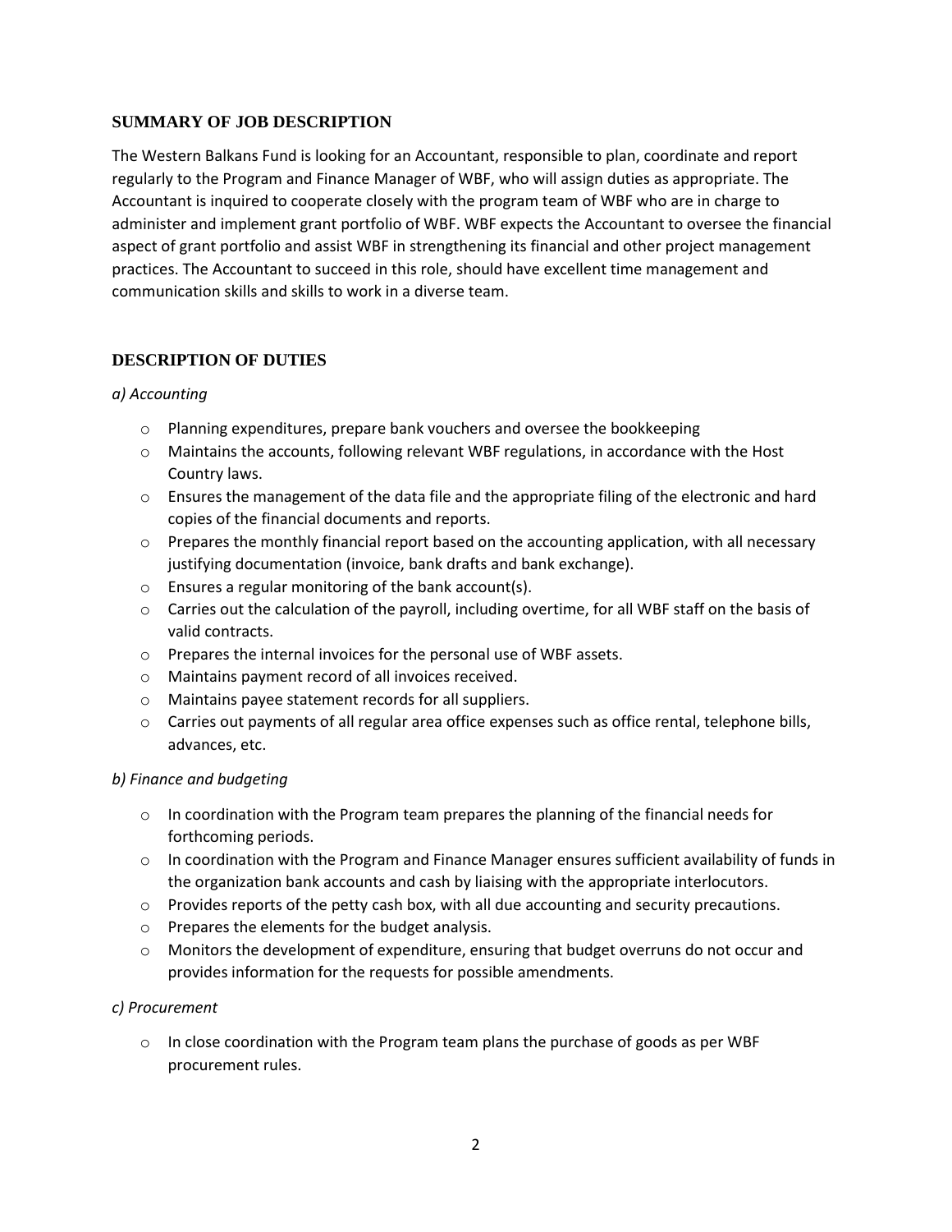## SUMMARY OF JOB DESCRIPTION

The Western Balkans Fund is looking for an Accountant, responsible to plan, coordinate and report regularly to the Program and Finance Manager of WBF, who will assign duties as appropriate. The Accountant is inquired to cooperate closely with the program team of WBF who are in charge to administer and implement grant portfolio of WBF. WBF expects the Accountant to oversee the financial aspect of grant portfolio and assist WBF in strengthening its financial and other project management practices. The Accountant to succeed in this role, should have excellent time management and communication skills and skills to work in a diverse team.

## DESCRIPTION OF DUTIES

*a) Accounting*

- Planning expenditures, prepare bank vouchers and oversee the bookkeeping
- Maintains the accounts, following relevant WBF regulations, in accordance with the Host Country laws.
- Ensures the management of the data file and the appropriate filing of the electronic and hard copies of the financial documents and reports.
- Prepares the monthly financial report based on the accounting application, with all necessary justifying documentation (invoice, bank drafts and bank exchange).
- Ensures a regular monitoring of the bank account(s).
- Carries out the calculation of the payroll, including overtime, for all WBF staff on the basis of valid contracts.
- Prepares the internal invoices for the personal use of WBF assets.
- Maintains payment record of all invoices received.
- Maintains payee statement records for all suppliers.
- Carries out payments of all regular area office expenses such as office rental, telephone bills, advances, etc.

*b) Finance and budgeting*

- In coordination with the Program team prepares the planning of the financial needs for forthcoming periods.
- In coordination with the Program and Finance Manager ensures sufficient availability of funds in the organization bank accounts and cash by liaising with the appropriate interlocutors.
- Provides reports of the petty cash box, with all due accounting and security precautions.
- Prepares the elements for the budget analysis.
- Monitors the development of expenditure, ensuring that budget overruns do not occur and provides information for the requests for possible amendments.

*c) Procurement*

- In close coordination with the Program team plans the purchase of goods as per WBF procurement rules.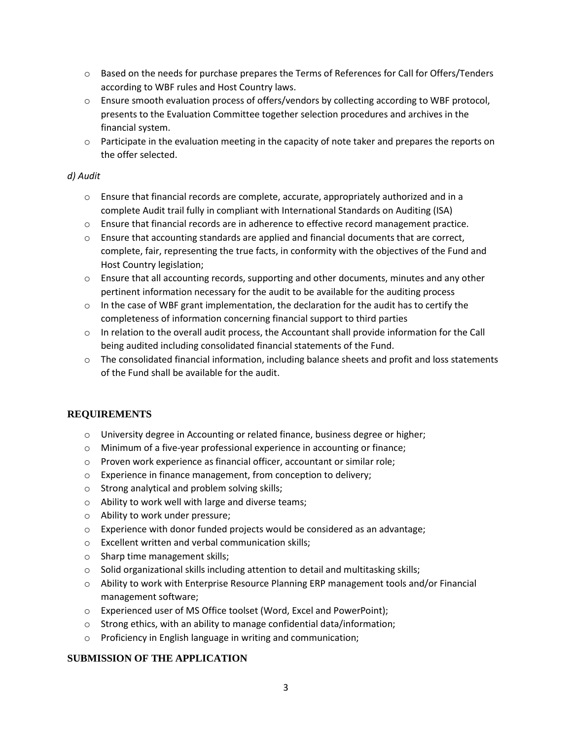- Based on the needs for purchase prepares the Terms of References for Call for Offers/Tenders according to WBF rules and Host Country laws.
- Ensure smooth evaluation process of offers/vendors by collecting according to WBF protocol, presents to the Evaluation Committee together selection procedures and archives in the financial system.
- Participate in the evaluation meeting in the capacity of note taker and prepares the reports on the offer selected.

*d) Audit*

- Ensure that financial records are complete, accurate, appropriately authorized and in a complete Audit trail fully in compliant with International Standards on Auditing (ISA)
- Ensure that financial records are in adherence to effective record management practice.
- Ensure that accounting standards are applied and financial documents that are correct, complete, fair, representing the true facts, in conformity with the objectives of the Fund and Host Country legislation;
- Ensure that all accounting records, supporting and other documents, minutes and any other pertinent information necessary for the audit to be available for the auditing process
- In the case of WBF grant implementation, the declaration for the audit has to certify the completeness of information concerning financial support to third parties
- In relation to the overall audit process, the Accountant shall provide information for the Call being audited including consolidated financial statements of the Fund.
- The consolidated financial information, including balance sheets and profit and loss statements of the Fund shall be available for the audit.

## REQUIREMENTS

- University degree in Accounting or related finance, business degree or higher;
- Minimum of a five-year professional experience in accounting or finance;
- Proven work experience as financial officer, accountant or similar role;
- Experience in finance management, from conception to delivery;
- Strong analytical and problem solving skills;
- Ability to work well with large and diverse teams;
- Ability to work under pressure;
- Experience with donor funded projects would be considered as an advantage;
- Excellent written and verbal communication skills;
- Sharp time management skills;
- Solid organizational skills including attention to detail and multitasking skills;
- Ability to work with Enterprise Resource Planning ERP management tools and/or Financial management software;
- Experienced user of MS Office toolset (Word, Excel and PowerPoint);
- Strong ethics, with an ability to manage confidential data/information;
- Proficiency in English language in writing and communication;

## SUBMISSION OF THE APPLICATION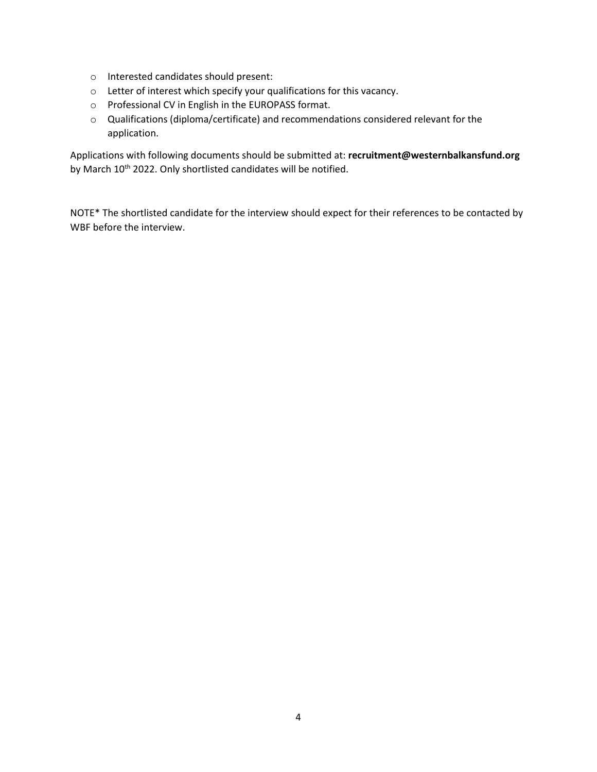- Interested candidates should present:
- Letter of interest which specify your qualifications for this vacancy.
- Professional CV in English in the EUROPASS format.
- Qualifications (diploma/certificate) and recommendations considered relevant for the application.

Applications with following documents should be submitted at: **recruitment@westernbalkansfund.org** by March 10th 2022. Only shortlisted candidates will be notified.

NOTE* The shortlisted candidate for the interview should expect for their references to be contacted by WBF before the interview.